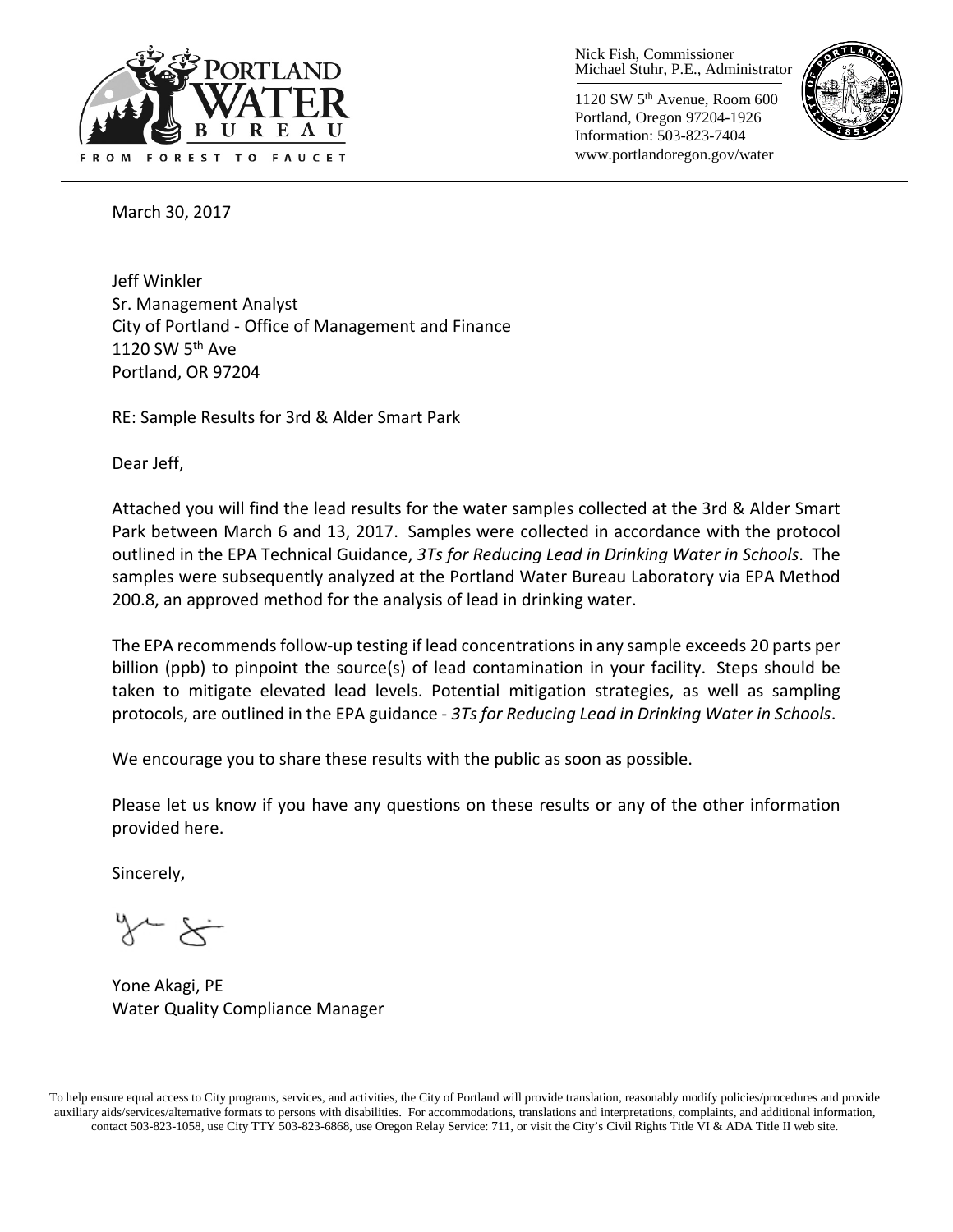Nick Fish, Commissioner
Michael Stuhr, P.E., Administrator

1120 SW 5th Avenue, Room 600
Portland, Oregon 97204-1926
Information: 503-823-7404
www.portlandoregon.gov/water

March 30, 2017

Jeff Winkler
Sr. Management Analyst
City of Portland - Office of Management and Finance
1120 SW 5th Ave
Portland, OR 97204

RE: Sample Results for 3rd & Alder Smart Park

Dear Jeff,

Attached you will find the lead results for the water samples collected at the 3rd & Alder Smart Park between March 6 and 13, 2017. Samples were collected in accordance with the protocol outlined in the EPA Technical Guidance, *3Ts for Reducing Lead in Drinking Water in Schools*. The samples were subsequently analyzed at the Portland Water Bureau Laboratory via EPA Method 200.8, an approved method for the analysis of lead in drinking water.

The EPA recommends follow-up testing if lead concentrations in any sample exceeds 20 parts per billion (ppb) to pinpoint the source(s) of lead contamination in your facility. Steps should be taken to mitigate elevated lead levels. Potential mitigation strategies, as well as sampling protocols, are outlined in the EPA guidance - *3Ts for Reducing Lead in Drinking Water in Schools*.

We encourage you to share these results with the public as soon as possible.

Please let us know if you have any questions on these results or any of the other information provided here.

Sincerely,

Yone Akagi, PE
Water Quality Compliance Manager

To help ensure equal access to City programs, services, and activities, the City of Portland will provide translation, reasonably modify policies/procedures and provide auxiliary aids/services/alternative formats to persons with disabilities. For accommodations, translations and interpretations, complaints, and additional information, contact 503-823-1058, use City TTY 503-823-6868, use Oregon Relay Service: 711, or visit the City's Civil Rights Title VI & ADA Title II web site.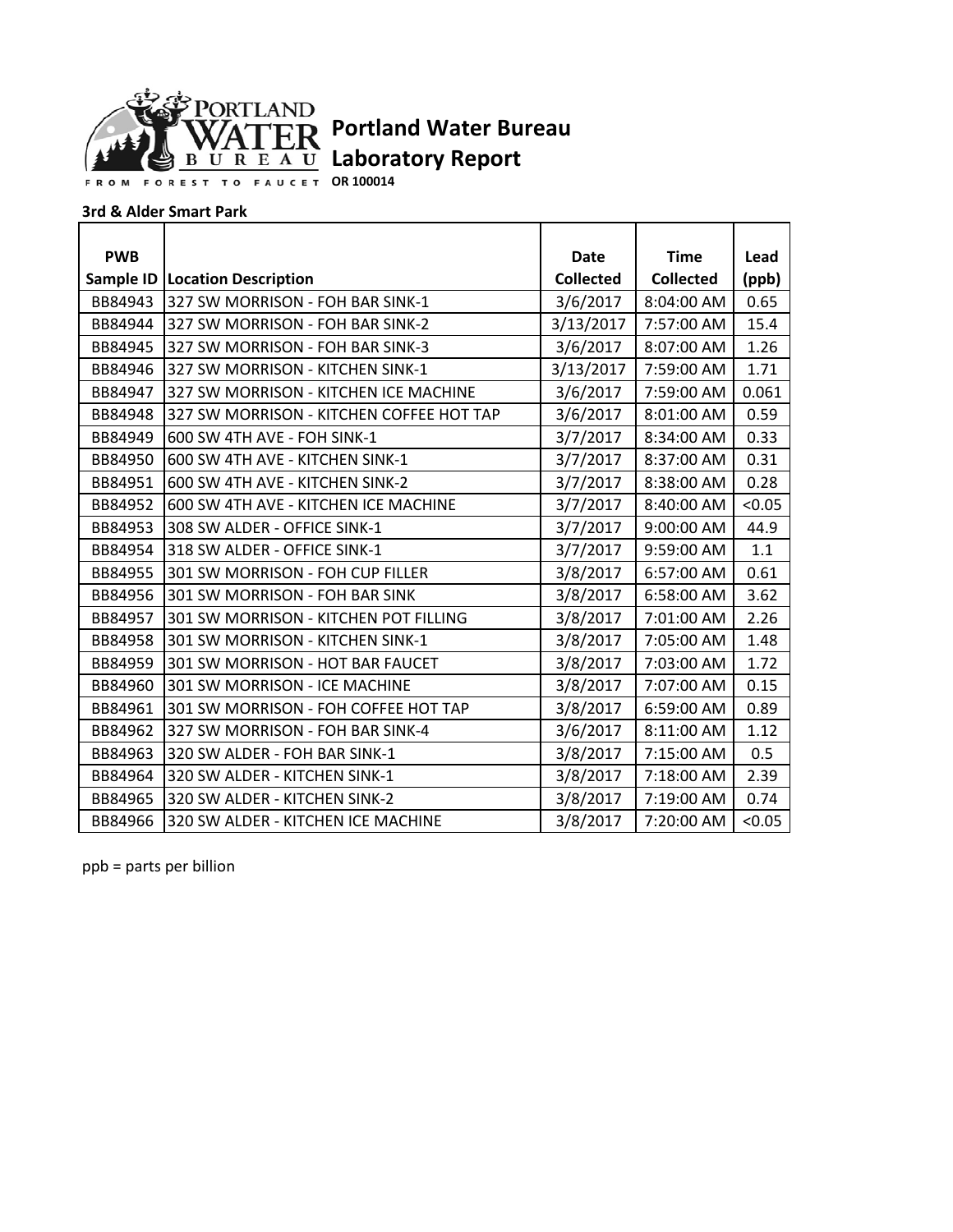**Portland Water Bureau**
**Laboratory Report**
**OR 100014**

FROM FOREST TO FAUCET

**3rd & Alder Smart Park**

| PWB Sample ID | Location Description | Date Collected | Time Collected | Lead (ppb) |
|---|---|---|---|---|
| BB84943 | 327 SW MORRISON - FOH BAR SINK-1 | 3/6/2017 | 8:04:00 AM | 0.65 |
| BB84944 | 327 SW MORRISON - FOH BAR SINK-2 | 3/13/2017 | 7:57:00 AM | 15.4 |
| BB84945 | 327 SW MORRISON - FOH BAR SINK-3 | 3/6/2017 | 8:07:00 AM | 1.26 |
| BB84946 | 327 SW MORRISON - KITCHEN SINK-1 | 3/13/2017 | 7:59:00 AM | 1.71 |
| BB84947 | 327 SW MORRISON - KITCHEN ICE MACHINE | 3/6/2017 | 7:59:00 AM | 0.061 |
| BB84948 | 327 SW MORRISON - KITCHEN COFFEE HOT TAP | 3/6/2017 | 8:01:00 AM | 0.59 |
| BB84949 | 600 SW 4TH AVE - FOH SINK-1 | 3/7/2017 | 8:34:00 AM | 0.33 |
| BB84950 | 600 SW 4TH AVE - KITCHEN SINK-1 | 3/7/2017 | 8:37:00 AM | 0.31 |
| BB84951 | 600 SW 4TH AVE - KITCHEN SINK-2 | 3/7/2017 | 8:38:00 AM | 0.28 |
| BB84952 | 600 SW 4TH AVE - KITCHEN ICE MACHINE | 3/7/2017 | 8:40:00 AM | <0.05 |
| BB84953 | 308 SW ALDER - OFFICE SINK-1 | 3/7/2017 | 9:00:00 AM | 44.9 |
| BB84954 | 318 SW ALDER - OFFICE SINK-1 | 3/7/2017 | 9:59:00 AM | 1.1 |
| BB84955 | 301 SW MORRISON - FOH CUP FILLER | 3/8/2017 | 6:57:00 AM | 0.61 |
| BB84956 | 301 SW MORRISON - FOH BAR SINK | 3/8/2017 | 6:58:00 AM | 3.62 |
| BB84957 | 301 SW MORRISON - KITCHEN POT FILLING | 3/8/2017 | 7:01:00 AM | 2.26 |
| BB84958 | 301 SW MORRISON - KITCHEN SINK-1 | 3/8/2017 | 7:05:00 AM | 1.48 |
| BB84959 | 301 SW MORRISON - HOT BAR FAUCET | 3/8/2017 | 7:03:00 AM | 1.72 |
| BB84960 | 301 SW MORRISON - ICE MACHINE | 3/8/2017 | 7:07:00 AM | 0.15 |
| BB84961 | 301 SW MORRISON - FOH COFFEE HOT TAP | 3/8/2017 | 6:59:00 AM | 0.89 |
| BB84962 | 327 SW MORRISON - FOH BAR SINK-4 | 3/6/2017 | 8:11:00 AM | 1.12 |
| BB84963 | 320 SW ALDER - FOH BAR SINK-1 | 3/8/2017 | 7:15:00 AM | 0.5 |
| BB84964 | 320 SW ALDER - KITCHEN SINK-1 | 3/8/2017 | 7:18:00 AM | 2.39 |
| BB84965 | 320 SW ALDER - KITCHEN SINK-2 | 3/8/2017 | 7:19:00 AM | 0.74 |
| BB84966 | 320 SW ALDER - KITCHEN ICE MACHINE | 3/8/2017 | 7:20:00 AM | <0.05 |

ppb = parts per billion